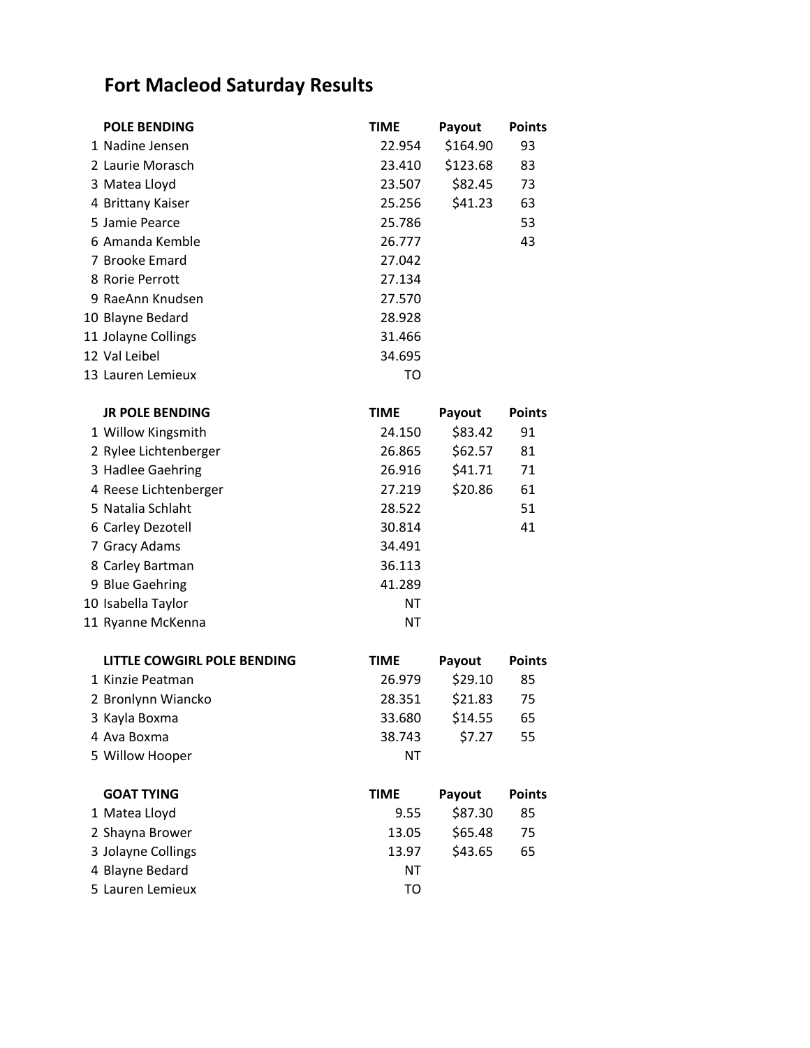# Fort Macleod Saturday Results

| | POLE BENDING | TIME | Payout | Points |
|---|---|---|---|---|
| 1 | Nadine Jensen | 22.954 | $164.90 | 93 |
| 2 | Laurie Morasch | 23.410 | $123.68 | 83 |
| 3 | Matea Lloyd | 23.507 | $82.45 | 73 |
| 4 | Brittany Kaiser | 25.256 | $41.23 | 63 |
| 5 | Jamie Pearce | 25.786 | | 53 |
| 6 | Amanda Kemble | 26.777 | | 43 |
| 7 | Brooke Emard | 27.042 | | |
| 8 | Rorie Perrott | 27.134 | | |
| 9 | RaeAnn Knudsen | 27.570 | | |
| 10 | Blayne Bedard | 28.928 | | |
| 11 | Jolayne Collings | 31.466 | | |
| 12 | Val Leibel | 34.695 | | |
| 13 | Lauren Lemieux | TO | | |

| | JR POLE BENDING | TIME | Payout | Points |
|---|---|---|---|---|
| 1 | Willow Kingsmith | 24.150 | $83.42 | 91 |
| 2 | Rylee Lichtenberger | 26.865 | $62.57 | 81 |
| 3 | Hadlee Gaehring | 26.916 | $41.71 | 71 |
| 4 | Reese Lichtenberger | 27.219 | $20.86 | 61 |
| 5 | Natalia Schlaht | 28.522 | | 51 |
| 6 | Carley Dezotell | 30.814 | | 41 |
| 7 | Gracy Adams | 34.491 | | |
| 8 | Carley Bartman | 36.113 | | |
| 9 | Blue Gaehring | 41.289 | | |
| 10 | Isabella Taylor | NT | | |
| 11 | Ryanne McKenna | NT | | |

| | LITTLE COWGIRL POLE BENDING | TIME | Payout | Points |
|---|---|---|---|---|
| 1 | Kinzie Peatman | 26.979 | $29.10 | 85 |
| 2 | Bronlynn Wiancko | 28.351 | $21.83 | 75 |
| 3 | Kayla Boxma | 33.680 | $14.55 | 65 |
| 4 | Ava Boxma | 38.743 | $7.27 | 55 |
| 5 | Willow Hooper | NT | | |

| | GOAT TYING | TIME | Payout | Points |
|---|---|---|---|---|
| 1 | Matea Lloyd | 9.55 | $87.30 | 85 |
| 2 | Shayna Brower | 13.05 | $65.48 | 75 |
| 3 | Jolayne Collings | 13.97 | $43.65 | 65 |
| 4 | Blayne Bedard | NT | | |
| 5 | Lauren Lemieux | TO | | |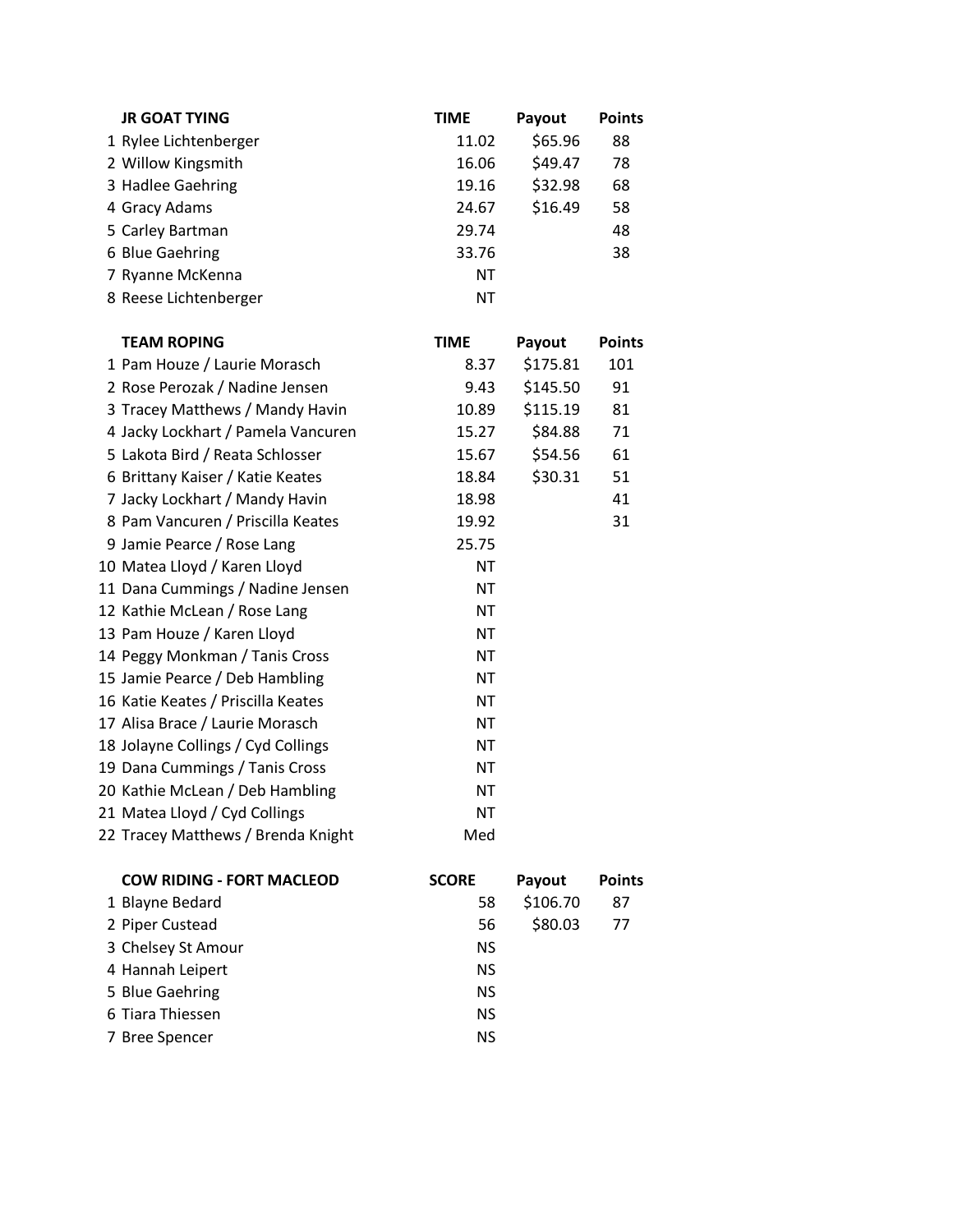| | JR GOAT TYING | TIME | Payout | Points |
|---|---|---|---|---|
| 1 | Rylee Lichtenberger | 11.02 | $65.96 | 88 |
| 2 | Willow Kingsmith | 16.06 | $49.47 | 78 |
| 3 | Hadlee Gaehring | 19.16 | $32.98 | 68 |
| 4 | Gracy Adams | 24.67 | $16.49 | 58 |
| 5 | Carley Bartman | 29.74 | | 48 |
| 6 | Blue Gaehring | 33.76 | | 38 |
| 7 | Ryanne McKenna | NT | | |
| 8 | Reese Lichtenberger | NT | | |

| | TEAM ROPING | TIME | Payout | Points |
|---|---|---|---|---|
| 1 | Pam Houze / Laurie Morasch | 8.37 | $175.81 | 101 |
| 2 | Rose Perozak / Nadine Jensen | 9.43 | $145.50 | 91 |
| 3 | Tracey Matthews / Mandy Havin | 10.89 | $115.19 | 81 |
| 4 | Jacky Lockhart / Pamela Vancuren | 15.27 | $84.88 | 71 |
| 5 | Lakota Bird / Reata Schlosser | 15.67 | $54.56 | 61 |
| 6 | Brittany Kaiser / Katie Keates | 18.84 | $30.31 | 51 |
| 7 | Jacky Lockhart / Mandy Havin | 18.98 | | 41 |
| 8 | Pam Vancuren / Priscilla Keates | 19.92 | | 31 |
| 9 | Jamie Pearce / Rose Lang | 25.75 | | |
| 10 | Matea Lloyd / Karen Lloyd | NT | | |
| 11 | Dana Cummings / Nadine Jensen | NT | | |
| 12 | Kathie McLean / Rose Lang | NT | | |
| 13 | Pam Houze / Karen Lloyd | NT | | |
| 14 | Peggy Monkman / Tanis Cross | NT | | |
| 15 | Jamie Pearce / Deb Hambling | NT | | |
| 16 | Katie Keates / Priscilla Keates | NT | | |
| 17 | Alisa Brace / Laurie Morasch | NT | | |
| 18 | Jolayne Collings / Cyd Collings | NT | | |
| 19 | Dana Cummings / Tanis Cross | NT | | |
| 20 | Kathie McLean / Deb Hambling | NT | | |
| 21 | Matea Lloyd / Cyd Collings | NT | | |
| 22 | Tracey Matthews / Brenda Knight | Med | | |

| | COW RIDING - FORT MACLEOD | SCORE | Payout | Points |
|---|---|---|---|---|
| 1 | Blayne Bedard | 58 | $106.70 | 87 |
| 2 | Piper Custead | 56 | $80.03 | 77 |
| 3 | Chelsey St Amour | NS | | |
| 4 | Hannah Leipert | NS | | |
| 5 | Blue Gaehring | NS | | |
| 6 | Tiara Thiessen | NS | | |
| 7 | Bree Spencer | NS | | |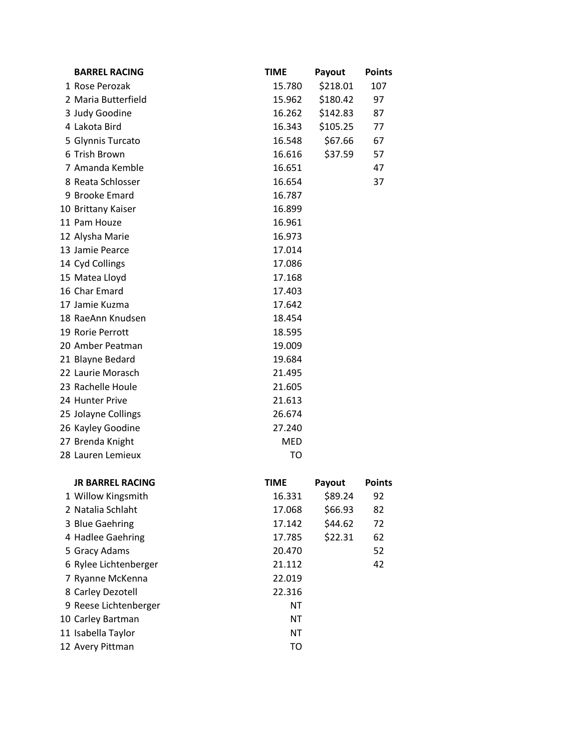| | BARREL RACING | TIME | Payout | Points |
|---|---|---|---|---|
| 1 | Rose Perozak | 15.780 | $218.01 | 107 |
| 2 | Maria Butterfield | 15.962 | $180.42 | 97 |
| 3 | Judy Goodine | 16.262 | $142.83 | 87 |
| 4 | Lakota Bird | 16.343 | $105.25 | 77 |
| 5 | Glynnis Turcato | 16.548 | $67.66 | 67 |
| 6 | Trish Brown | 16.616 | $37.59 | 57 |
| 7 | Amanda Kemble | 16.651 | | 47 |
| 8 | Reata Schlosser | 16.654 | | 37 |
| 9 | Brooke Emard | 16.787 | | |
| 10 | Brittany Kaiser | 16.899 | | |
| 11 | Pam Houze | 16.961 | | |
| 12 | Alysha Marie | 16.973 | | |
| 13 | Jamie Pearce | 17.014 | | |
| 14 | Cyd Collings | 17.086 | | |
| 15 | Matea Lloyd | 17.168 | | |
| 16 | Char Emard | 17.403 | | |
| 17 | Jamie Kuzma | 17.642 | | |
| 18 | RaeAnn Knudsen | 18.454 | | |
| 19 | Rorie Perrott | 18.595 | | |
| 20 | Amber Peatman | 19.009 | | |
| 21 | Blayne Bedard | 19.684 | | |
| 22 | Laurie Morasch | 21.495 | | |
| 23 | Rachelle Houle | 21.605 | | |
| 24 | Hunter Prive | 21.613 | | |
| 25 | Jolayne Collings | 26.674 | | |
| 26 | Kayley Goodine | 27.240 | | |
| 27 | Brenda Knight | MED | | |
| 28 | Lauren Lemieux | TO | | |

| | JR BARREL RACING | TIME | Payout | Points |
|---|---|---|---|---|
| 1 | Willow Kingsmith | 16.331 | $89.24 | 92 |
| 2 | Natalia Schlaht | 17.068 | $66.93 | 82 |
| 3 | Blue Gaehring | 17.142 | $44.62 | 72 |
| 4 | Hadlee Gaehring | 17.785 | $22.31 | 62 |
| 5 | Gracy Adams | 20.470 | | 52 |
| 6 | Rylee Lichtenberger | 21.112 | | 42 |
| 7 | Ryanne McKenna | 22.019 | | |
| 8 | Carley Dezotell | 22.316 | | |
| 9 | Reese Lichtenberger | NT | | |
| 10 | Carley Bartman | NT | | |
| 11 | Isabella Taylor | NT | | |
| 12 | Avery Pittman | TO | | |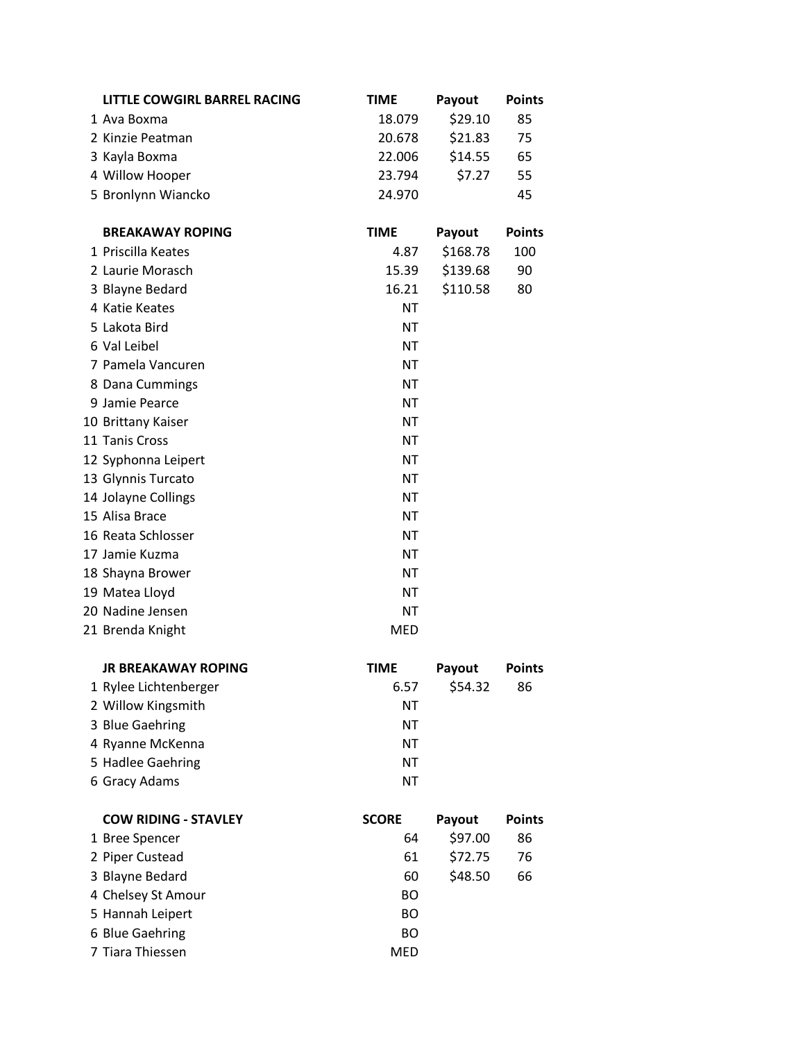| | LITTLE COWGIRL BARREL RACING | TIME | Payout | Points |
|---|---|---|---|---|
| 1 | Ava Boxma | 18.079 | $29.10 | 85 |
| 2 | Kinzie Peatman | 20.678 | $21.83 | 75 |
| 3 | Kayla Boxma | 22.006 | $14.55 | 65 |
| 4 | Willow Hooper | 23.794 | $7.27 | 55 |
| 5 | Bronlynn Wiancko | 24.970 | | 45 |

| | BREAKAWAY ROPING | TIME | Payout | Points |
|---|---|---|---|---|
| 1 | Priscilla Keates | 4.87 | $168.78 | 100 |
| 2 | Laurie Morasch | 15.39 | $139.68 | 90 |
| 3 | Blayne Bedard | 16.21 | $110.58 | 80 |
| 4 | Katie Keates | NT | | |
| 5 | Lakota Bird | NT | | |
| 6 | Val Leibel | NT | | |
| 7 | Pamela Vancuren | NT | | |
| 8 | Dana Cummings | NT | | |
| 9 | Jamie Pearce | NT | | |
| 10 | Brittany Kaiser | NT | | |
| 11 | Tanis Cross | NT | | |
| 12 | Syphonna Leipert | NT | | |
| 13 | Glynnis Turcato | NT | | |
| 14 | Jolayne Collings | NT | | |
| 15 | Alisa Brace | NT | | |
| 16 | Reata Schlosser | NT | | |
| 17 | Jamie Kuzma | NT | | |
| 18 | Shayna Brower | NT | | |
| 19 | Matea Lloyd | NT | | |
| 20 | Nadine Jensen | NT | | |
| 21 | Brenda Knight | MED | | |

| | JR BREAKAWAY ROPING | TIME | Payout | Points |
|---|---|---|---|---|
| 1 | Rylee Lichtenberger | 6.57 | $54.32 | 86 |
| 2 | Willow Kingsmith | NT | | |
| 3 | Blue Gaehring | NT | | |
| 4 | Ryanne McKenna | NT | | |
| 5 | Hadlee Gaehring | NT | | |
| 6 | Gracy Adams | NT | | |

| | COW RIDING - STAVLEY | SCORE | Payout | Points |
|---|---|---|---|---|
| 1 | Bree Spencer | 64 | $97.00 | 86 |
| 2 | Piper Custead | 61 | $72.75 | 76 |
| 3 | Blayne Bedard | 60 | $48.50 | 66 |
| 4 | Chelsey St Amour | BO | | |
| 5 | Hannah Leipert | BO | | |
| 6 | Blue Gaehring | BO | | |
| 7 | Tiara Thiessen | MED | | |